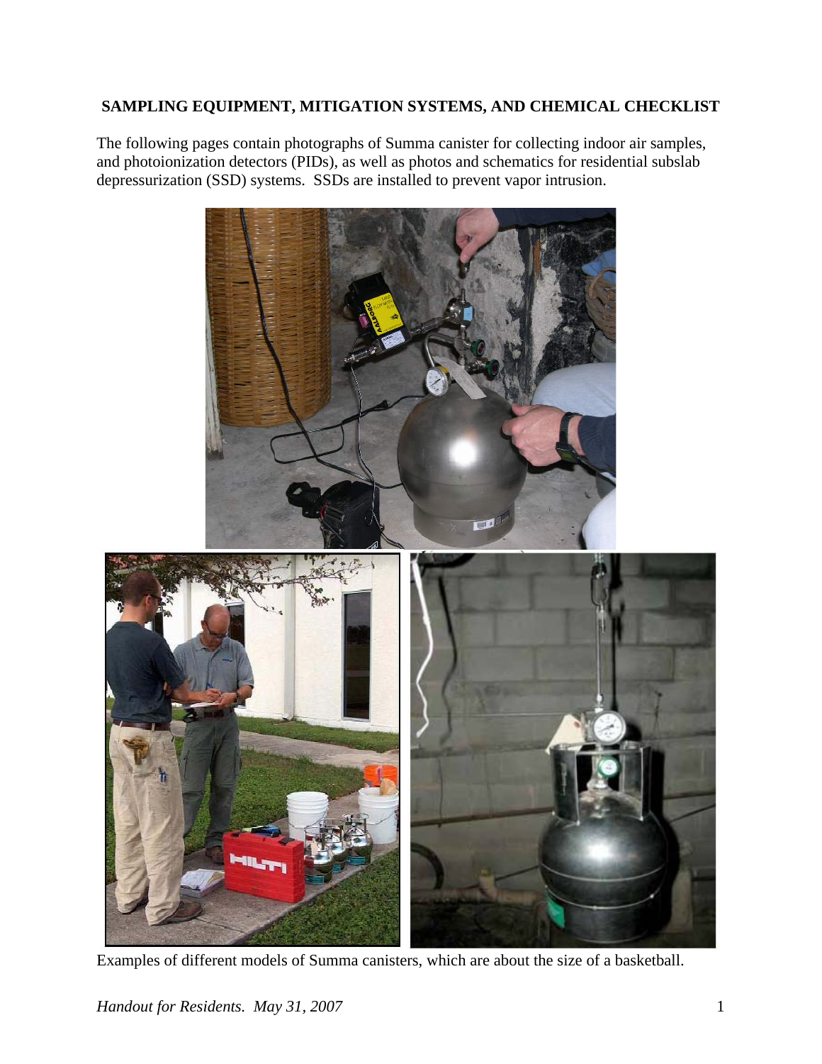## SAMPLING EQUIPMENT, MITIGATION SYSTEMS, AND CHEMICAL CHECKLIST

The following pages contain photographs of Summa canister for collecting indoor air samples, and photoionization detectors (PIDs), as well as photos and schematics for residential subslab depressurization (SSD) systems. SSDs are installed to prevent vapor intrusion.

Examples of different models of Summa canisters, which are about the size of a basketball.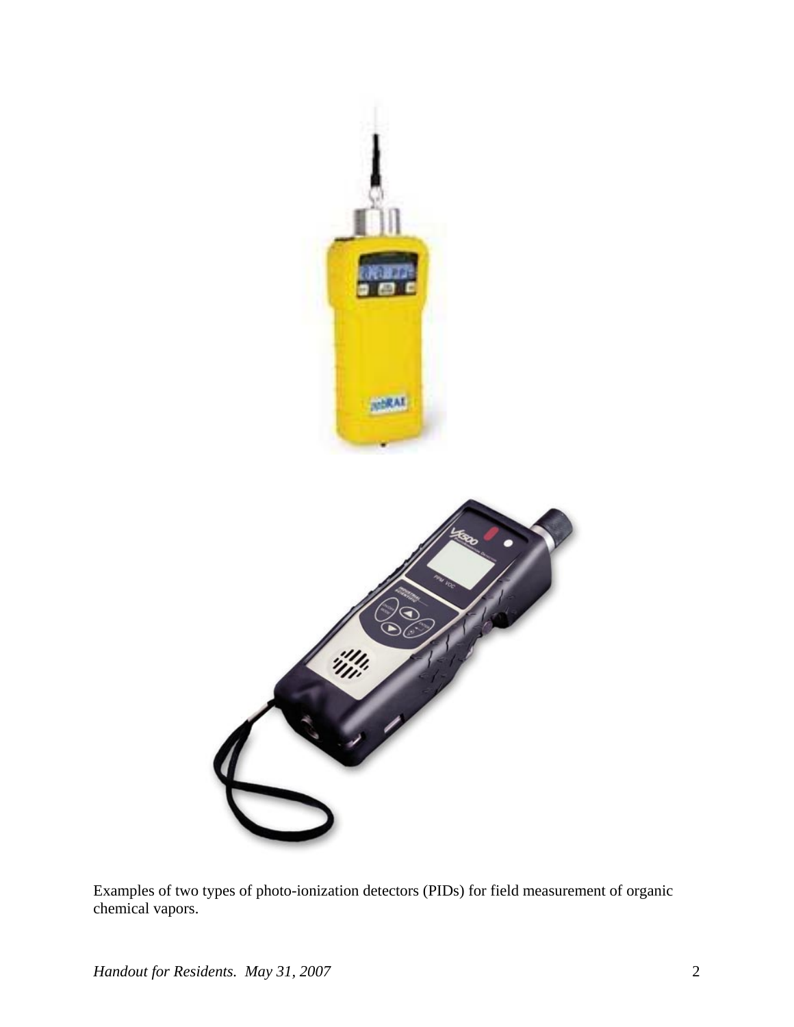Examples of two types of photo-ionization detectors (PIDs) for field measurement of organic chemical vapors.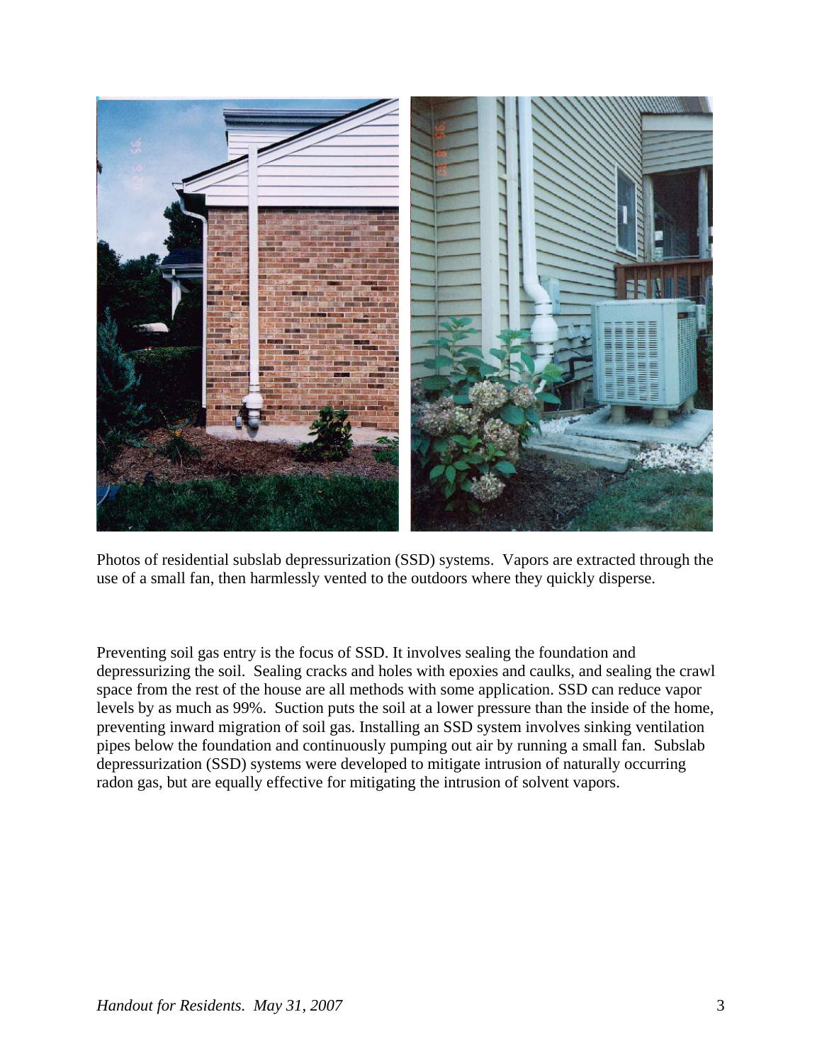Photos of residential subslab depressurization (SSD) systems. Vapors are extracted through the use of a small fan, then harmlessly vented to the outdoors where they quickly disperse.

Preventing soil gas entry is the focus of SSD. It involves sealing the foundation and depressurizing the soil. Sealing cracks and holes with epoxies and caulks, and sealing the crawl space from the rest of the house are all methods with some application. SSD can reduce vapor levels by as much as 99%. Suction puts the soil at a lower pressure than the inside of the home, preventing inward migration of soil gas. Installing an SSD system involves sinking ventilation pipes below the foundation and continuously pumping out air by running a small fan. Subslab depressurization (SSD) systems were developed to mitigate intrusion of naturally occurring radon gas, but are equally effective for mitigating the intrusion of solvent vapors.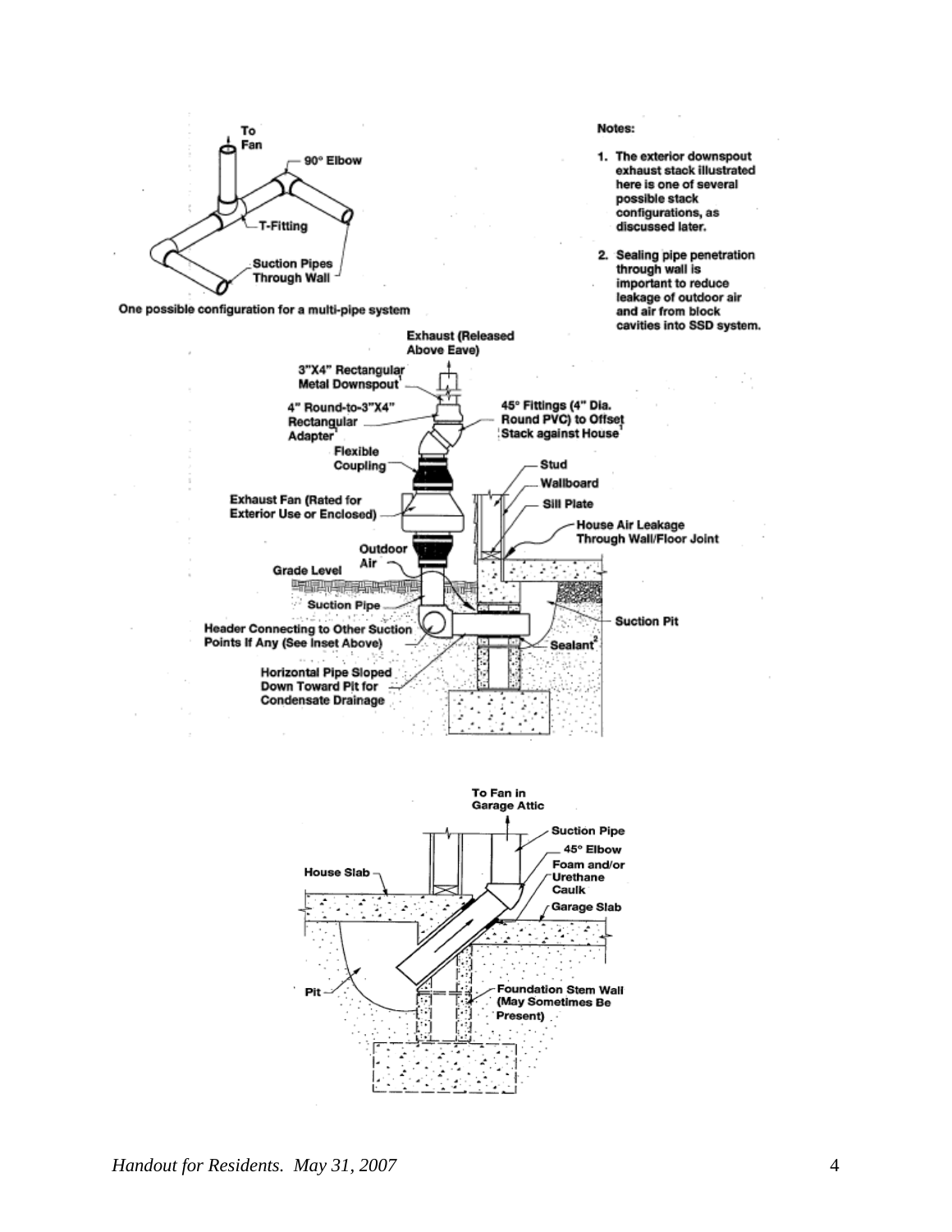To Fan

90° Elbow

T-Fitting

Suction Pipes Through Wall

One possible configuration for a multi-pipe system

Notes:

1. The exterior downspout exhaust stack illustrated here is one of several possible stack configurations, as discussed later.

2. Sealing pipe penetration through wall is important to reduce leakage of outdoor air and air from block cavities into SSD system.

Exhaust (Released Above Eave)

3"X4" Rectangular Metal Downspout[1]

4" Round-to-3"X4" Rectangular Adapter[1]

45° Fittings (4" Dia. Round PVC) to Offset Stack against House[1]

Flexible Coupling

Stud

Wallboard

Exhaust Fan (Rated for Exterior Use or Enclosed)

Sill Plate

House Air Leakage Through Wall/Floor Joint

Outdoor Air

Grade Level

Suction Pipe

Suction Pit

Header Connecting to Other Suction Points If Any (See Inset Above)

Sealant[2]

Horizontal Pipe Sloped Down Toward Pit for Condensate Drainage

To Fan in Garage Attic

Suction Pipe

45° Elbow

Foam and/or Urethane Caulk

House Slab

Garage Slab

Pit

Foundation Stem Wall (May Sometimes Be Present)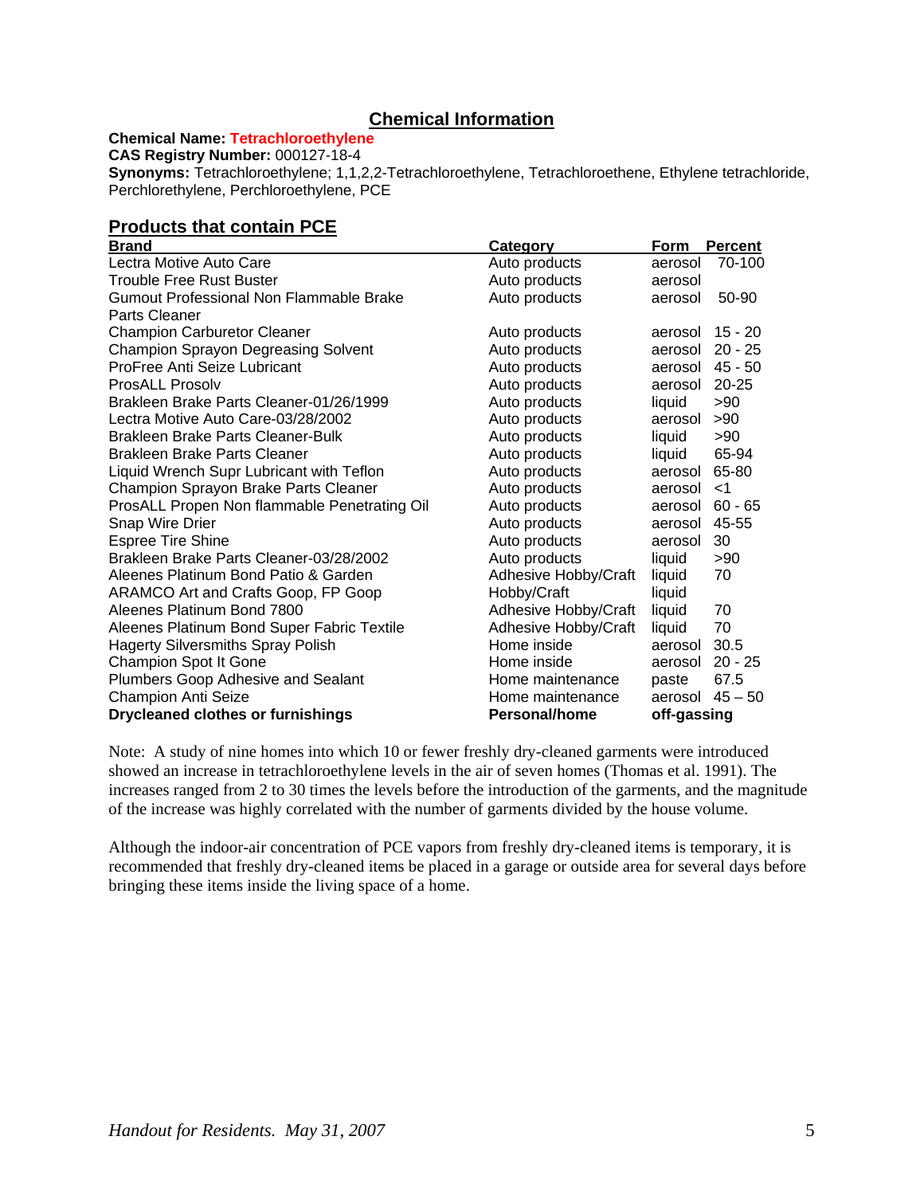## Chemical Information

**Chemical Name:** **Tetrachloroethylene**
**CAS Registry Number:** 000127-18-4
**Synonyms:** Tetrachloroethylene; 1,1,2,2-Tetrachloroethylene, Tetrachloroethene, Ethylene tetrachloride, Perchlorethylene, Perchloroethylene, PCE

## Products that contain PCE

| Brand | Category | Form | Percent |
|---|---|---|---|
| Lectra Motive Auto Care | Auto products | aerosol | 70-100 |
| Trouble Free Rust Buster | Auto products | aerosol | |
| Gumout Professional Non Flammable Brake Parts Cleaner | Auto products | aerosol | 50-90 |
| Champion Carburetor Cleaner | Auto products | aerosol | 15 - 20 |
| Champion Sprayon Degreasing Solvent | Auto products | aerosol | 20 - 25 |
| ProFree Anti Seize Lubricant | Auto products | aerosol | 45 - 50 |
| ProsALL Prosolv | Auto products | aerosol | 20-25 |
| Brakleen Brake Parts Cleaner-01/26/1999 | Auto products | liquid | >90 |
| Lectra Motive Auto Care-03/28/2002 | Auto products | aerosol | >90 |
| Brakleen Brake Parts Cleaner-Bulk | Auto products | liquid | >90 |
| Brakleen Brake Parts Cleaner | Auto products | liquid | 65-94 |
| Liquid Wrench Supr Lubricant with Teflon | Auto products | aerosol | 65-80 |
| Champion Sprayon Brake Parts Cleaner | Auto products | aerosol | <1 |
| ProsALL Propen Non flammable Penetrating Oil | Auto products | aerosol | 60 - 65 |
| Snap Wire Drier | Auto products | aerosol | 45-55 |
| Espree Tire Shine | Auto products | aerosol | 30 |
| Brakleen Brake Parts Cleaner-03/28/2002 | Auto products | liquid | >90 |
| Aleenes Platinum Bond Patio & Garden | Adhesive Hobby/Craft | liquid | 70 |
| ARAMCO Art and Crafts Goop, FP Goop | Hobby/Craft | liquid | |
| Aleenes Platinum Bond 7800 | Adhesive Hobby/Craft | liquid | 70 |
| Aleenes Platinum Bond Super Fabric Textile | Adhesive Hobby/Craft | liquid | 70 |
| Hagerty Silversmiths Spray Polish | Home inside | aerosol | 30.5 |
| Champion Spot It Gone | Home inside | aerosol | 20 - 25 |
| Plumbers Goop Adhesive and Sealant | Home maintenance | paste | 67.5 |
| Champion Anti Seize | Home maintenance | aerosol | 45 – 50 |
| **Drycleaned clothes or furnishings** | **Personal/home** | **off-gassing** | |

Note: A study of nine homes into which 10 or fewer freshly dry-cleaned garments were introduced showed an increase in tetrachloroethylene levels in the air of seven homes (Thomas et al. 1991). The increases ranged from 2 to 30 times the levels before the introduction of the garments, and the magnitude of the increase was highly correlated with the number of garments divided by the house volume.

Although the indoor-air concentration of PCE vapors from freshly dry-cleaned items is temporary, it is recommended that freshly dry-cleaned items be placed in a garage or outside area for several days before bringing these items inside the living space of a home.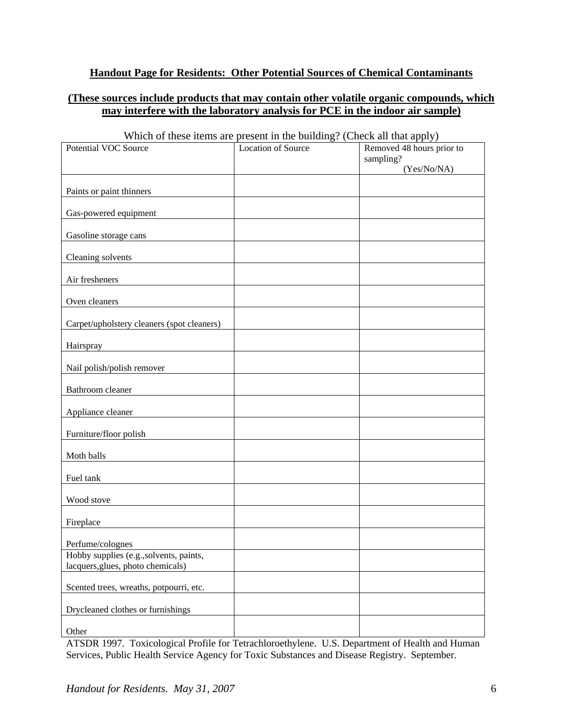**Handout Page for Residents: Other Potential Sources of Chemical Contaminants**

**(These sources include products that may contain other volatile organic compounds, which may interfere with the laboratory analysis for PCE in the indoor air sample)**

Which of these items are present in the building? (Check all that apply)

| Potential VOC Source | Location of Source | Removed 48 hours prior to sampling? (Yes/No/NA) |
|---|---|---|
| Paints or paint thinners | | |
| Gas-powered equipment | | |
| Gasoline storage cans | | |
| Cleaning solvents | | |
| Air fresheners | | |
| Oven cleaners | | |
| Carpet/upholstery cleaners (spot cleaners) | | |
| Hairspray | | |
| Nail polish/polish remover | | |
| Bathroom cleaner | | |
| Appliance cleaner | | |
| Furniture/floor polish | | |
| Moth balls | | |
| Fuel tank | | |
| Wood stove | | |
| Fireplace | | |
| Perfume/colognes | | |
| Hobby supplies (e.g.,solvents, paints, lacquers,glues, photo chemicals) | | |
| Scented trees, wreaths, potpourri, etc. | | |
| Drycleaned clothes or furnishings | | |
| Other | | |

ATSDR 1997. Toxicological Profile for Tetrachloroethylene. U.S. Department of Health and Human Services, Public Health Service Agency for Toxic Substances and Disease Registry. September.